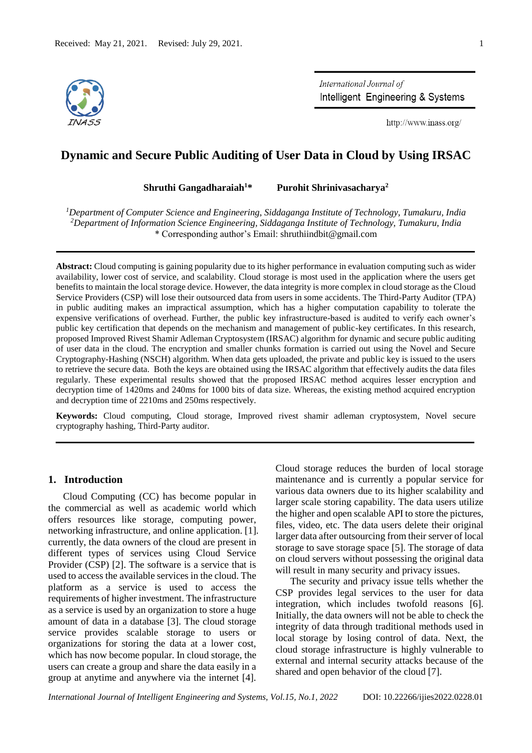Received: May 21, 2021. Revised: July 29, 2021.

# Dynamic and Secure Public Auditing of User Data in Cloud by Using IRSAC

**Shruthi Gangadharaiah[1]\*** **Purohit Shrinivasacharya[2]**

[1]*Department of Computer Science and Engineering, Siddaganga Institute of Technology, Tumakuru, India*
[2]*Department of Information Science Engineering, Siddaganga Institute of Technology, Tumakuru, India*
\* Corresponding author's Email: shruthiindbit@gmail.com

**Abstract:** Cloud computing is gaining popularity due to its higher performance in evaluation computing such as wider availability, lower cost of service, and scalability. Cloud storage is most used in the application where the users get benefits to maintain the local storage device. However, the data integrity is more complex in cloud storage as the Cloud Service Providers (CSP) will lose their outsourced data from users in some accidents. The Third-Party Auditor (TPA) in public auditing makes an impractical assumption, which has a higher computation capability to tolerate the expensive verifications of overhead. Further, the public key infrastructure-based is audited to verify each owner's public key certification that depends on the mechanism and management of public-key certificates. In this research, proposed Improved Rivest Shamir Adleman Cryptosystem (IRSAC) algorithm for dynamic and secure public auditing of user data in the cloud. The encryption and smaller chunks formation is carried out using the Novel and Secure Cryptography-Hashing (NSCH) algorithm. When data gets uploaded, the private and public key is issued to the users to retrieve the secure data. Both the keys are obtained using the IRSAC algorithm that effectively audits the data files regularly. These experimental results showed that the proposed IRSAC method acquires lesser encryption and decryption time of 1420ms and 240ms for 1000 bits of data size. Whereas, the existing method acquired encryption and decryption time of 2210ms and 250ms respectively.

**Keywords:** Cloud computing, Cloud storage, Improved rivest shamir adleman cryptosystem, Novel secure cryptography hashing, Third-Party auditor.

## 1. Introduction

Cloud Computing (CC) has become popular in the commercial as well as academic world which offers resources like storage, computing power, networking infrastructure, and online application. [1]. currently, the data owners of the cloud are present in different types of services using Cloud Service Provider (CSP) [2]. The software is a service that is used to access the available services in the cloud. The platform as a service is used to access the requirements of higher investment. The infrastructure as a service is used by an organization to store a huge amount of data in a database [3]. The cloud storage service provides scalable storage to users or organizations for storing the data at a lower cost, which has now become popular. In cloud storage, the users can create a group and share the data easily in a group at anytime and anywhere via the internet [4]. Cloud storage reduces the burden of local storage maintenance and is currently a popular service for various data owners due to its higher scalability and larger scale storing capability. The data users utilize the higher and open scalable API to store the pictures, files, video, etc. The data users delete their original larger data after outsourcing from their server of local storage to save storage space [5]. The storage of data on cloud servers without possessing the original data will result in many security and privacy issues.

The security and privacy issue tells whether the CSP provides legal services to the user for data integration, which includes twofold reasons [6]. Initially, the data owners will not be able to check the integrity of data through traditional methods used in local storage by losing control of data. Next, the cloud storage infrastructure is highly vulnerable to external and internal security attacks because of the shared and open behavior of the cloud [7].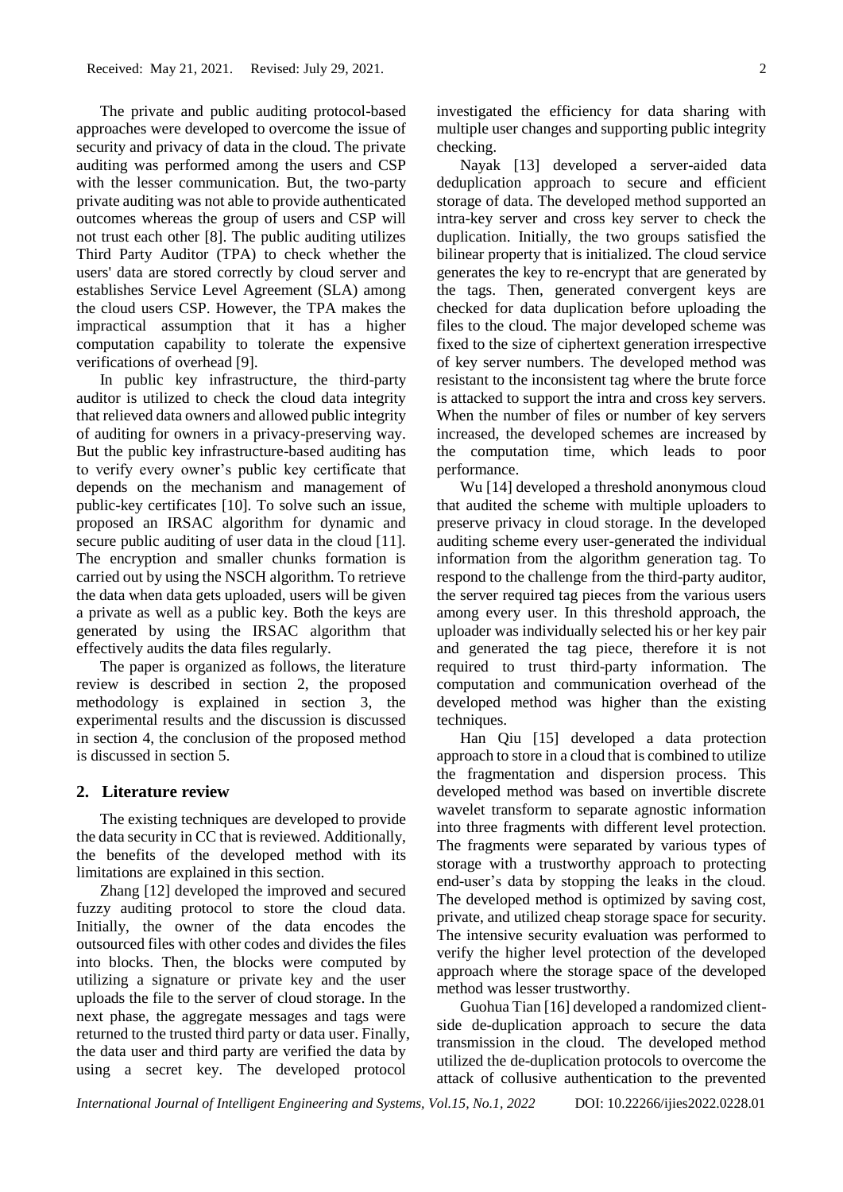The private and public auditing protocol-based approaches were developed to overcome the issue of security and privacy of data in the cloud. The private auditing was performed among the users and CSP with the lesser communication. But, the two-party private auditing was not able to provide authenticated outcomes whereas the group of users and CSP will not trust each other [8]. The public auditing utilizes Third Party Auditor (TPA) to check whether the users' data are stored correctly by cloud server and establishes Service Level Agreement (SLA) among the cloud users CSP. However, the TPA makes the impractical assumption that it has a higher computation capability to tolerate the expensive verifications of overhead [9].

In public key infrastructure, the third-party auditor is utilized to check the cloud data integrity that relieved data owners and allowed public integrity of auditing for owners in a privacy-preserving way. But the public key infrastructure-based auditing has to verify every owner's public key certificate that depends on the mechanism and management of public-key certificates [10]. To solve such an issue, proposed an IRSAC algorithm for dynamic and secure public auditing of user data in the cloud [11]. The encryption and smaller chunks formation is carried out by using the NSCH algorithm. To retrieve the data when data gets uploaded, users will be given a private as well as a public key. Both the keys are generated by using the IRSAC algorithm that effectively audits the data files regularly.

The paper is organized as follows, the literature review is described in section 2, the proposed methodology is explained in section 3, the experimental results and the discussion is discussed in section 4, the conclusion of the proposed method is discussed in section 5.

## 2. Literature review

The existing techniques are developed to provide the data security in CC that is reviewed. Additionally, the benefits of the developed method with its limitations are explained in this section.

Zhang [12] developed the improved and secured fuzzy auditing protocol to store the cloud data. Initially, the owner of the data encodes the outsourced files with other codes and divides the files into blocks. Then, the blocks were computed by utilizing a signature or private key and the user uploads the file to the server of cloud storage. In the next phase, the aggregate messages and tags were returned to the trusted third party or data user. Finally, the data user and third party are verified the data by using a secret key. The developed protocol investigated the efficiency for data sharing with multiple user changes and supporting public integrity checking.

Nayak [13] developed a server-aided data deduplication approach to secure and efficient storage of data. The developed method supported an intra-key server and cross key server to check the duplication. Initially, the two groups satisfied the bilinear property that is initialized. The cloud service generates the key to re-encrypt that are generated by the tags. Then, generated convergent keys are checked for data duplication before uploading the files to the cloud. The major developed scheme was fixed to the size of ciphertext generation irrespective of key server numbers. The developed method was resistant to the inconsistent tag where the brute force is attacked to support the intra and cross key servers. When the number of files or number of key servers increased, the developed schemes are increased by the computation time, which leads to poor performance.

Wu [14] developed a threshold anonymous cloud that audited the scheme with multiple uploaders to preserve privacy in cloud storage. In the developed auditing scheme every user-generated the individual information from the algorithm generation tag. To respond to the challenge from the third-party auditor, the server required tag pieces from the various users among every user. In this threshold approach, the uploader was individually selected his or her key pair and generated the tag piece, therefore it is not required to trust third-party information. The computation and communication overhead of the developed method was higher than the existing techniques.

Han Qiu [15] developed a data protection approach to store in a cloud that is combined to utilize the fragmentation and dispersion process. This developed method was based on invertible discrete wavelet transform to separate agnostic information into three fragments with different level protection. The fragments were separated by various types of storage with a trustworthy approach to protecting end-user's data by stopping the leaks in the cloud. The developed method is optimized by saving cost, private, and utilized cheap storage space for security. The intensive security evaluation was performed to verify the higher level protection of the developed approach where the storage space of the developed method was lesser trustworthy.

Guohua Tian [16] developed a randomized client-side de-duplication approach to secure the data transmission in the cloud. The developed method utilized the de-duplication protocols to overcome the attack of collusive authentication to the prevented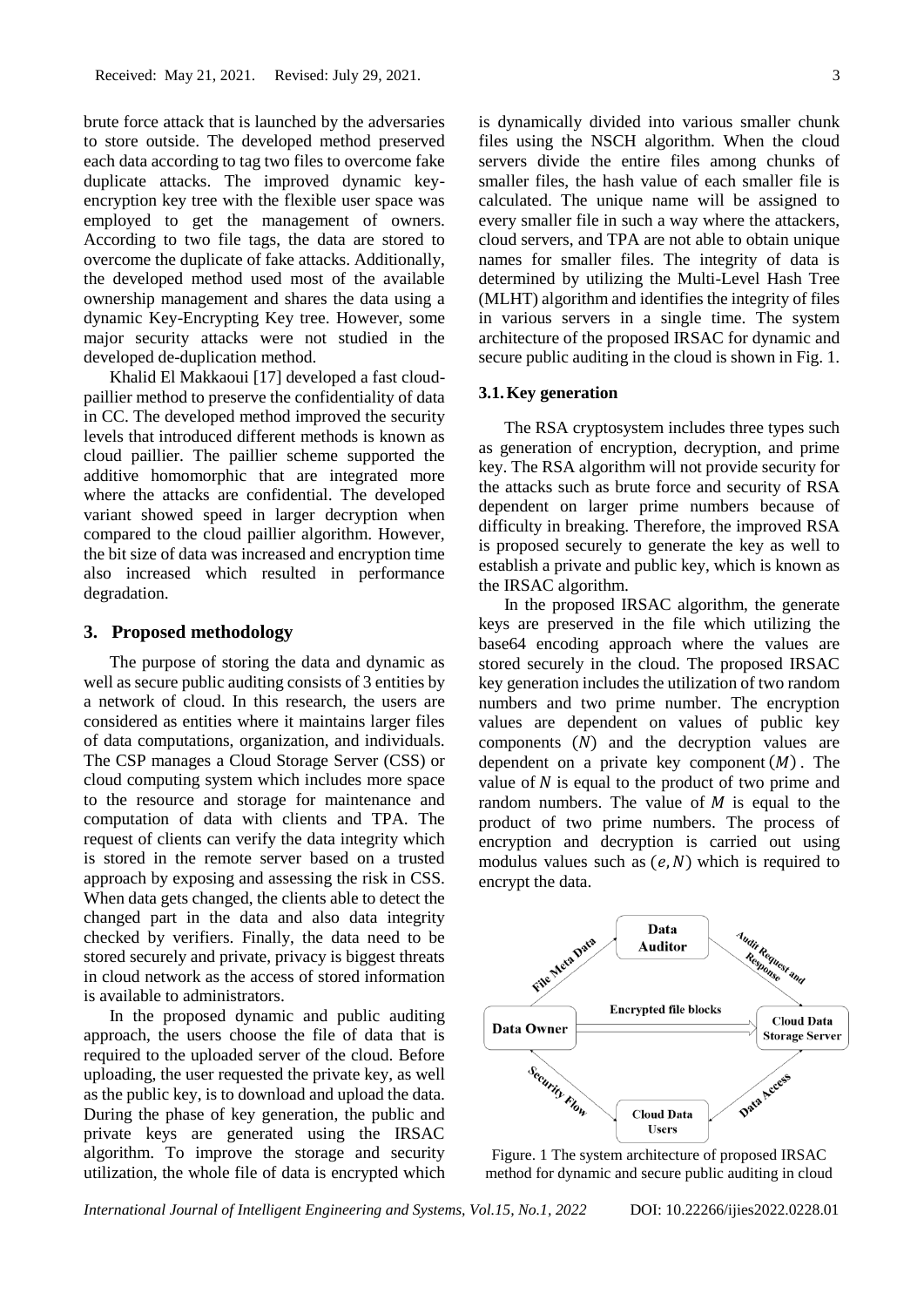brute force attack that is launched by the adversaries to store outside. The developed method preserved each data according to tag two files to overcome fake duplicate attacks. The improved dynamic key-encryption key tree with the flexible user space was employed to get the management of owners. According to two file tags, the data are stored to overcome the duplicate of fake attacks. Additionally, the developed method used most of the available ownership management and shares the data using a dynamic Key-Encrypting Key tree. However, some major security attacks were not studied in the developed de-duplication method.

Khalid El Makkaoui [17] developed a fast cloud-paillier method to preserve the confidentiality of data in CC. The developed method improved the security levels that introduced different methods is known as cloud paillier. The paillier scheme supported the additive homomorphic that are integrated more where the attacks are confidential. The developed variant showed speed in larger decryption when compared to the cloud paillier algorithm. However, the bit size of data was increased and encryption time also increased which resulted in performance degradation.

## 3. Proposed methodology

The purpose of storing the data and dynamic as well as secure public auditing consists of 3 entities by a network of cloud. In this research, the users are considered as entities where it maintains larger files of data computations, organization, and individuals. The CSP manages a Cloud Storage Server (CSS) or cloud computing system which includes more space to the resource and storage for maintenance and computation of data with clients and TPA. The request of clients can verify the data integrity which is stored in the remote server based on a trusted approach by exposing and assessing the risk in CSS. When data gets changed, the clients able to detect the changed part in the data and also data integrity checked by verifiers. Finally, the data need to be stored securely and private, privacy is biggest threats in cloud network as the access of stored information is available to administrators.

In the proposed dynamic and public auditing approach, the users choose the file of data that is required to the uploaded server of the cloud. Before uploading, the user requested the private key, as well as the public key, is to download and upload the data. During the phase of key generation, the public and private keys are generated using the IRSAC algorithm. To improve the storage and security utilization, the whole file of data is encrypted which is dynamically divided into various smaller chunk files using the NSCH algorithm. When the cloud servers divide the entire files among chunks of smaller files, the hash value of each smaller file is calculated. The unique name will be assigned to every smaller file in such a way where the attackers, cloud servers, and TPA are not able to obtain unique names for smaller files. The integrity of data is determined by utilizing the Multi-Level Hash Tree (MLHT) algorithm and identifies the integrity of files in various servers in a single time. The system architecture of the proposed IRSAC for dynamic and secure public auditing in the cloud is shown in Fig. 1.

### 3.1. Key generation

The RSA cryptosystem includes three types such as generation of encryption, decryption, and prime key. The RSA algorithm will not provide security for the attacks such as brute force and security of RSA dependent on larger prime numbers because of difficulty in breaking. Therefore, the improved RSA is proposed securely to generate the key as well to establish a private and public key, which is known as the IRSAC algorithm.

In the proposed IRSAC algorithm, the generate keys are preserved in the file which utilizing the base64 encoding approach where the values are stored securely in the cloud. The proposed IRSAC key generation includes the utilization of two random numbers and two prime number. The encryption values are dependent on values of public key components $(N)$ and the decryption values are dependent on a private key component $(M)$. The value of $N$ is equal to the product of two prime and random numbers. The value of $M$ is equal to the product of two prime numbers. The process of encryption and decryption is carried out using modulus values such as $(e, N)$ which is required to encrypt the data.

Figure. 1 The system architecture of proposed IRSAC method for dynamic and secure public auditing in cloud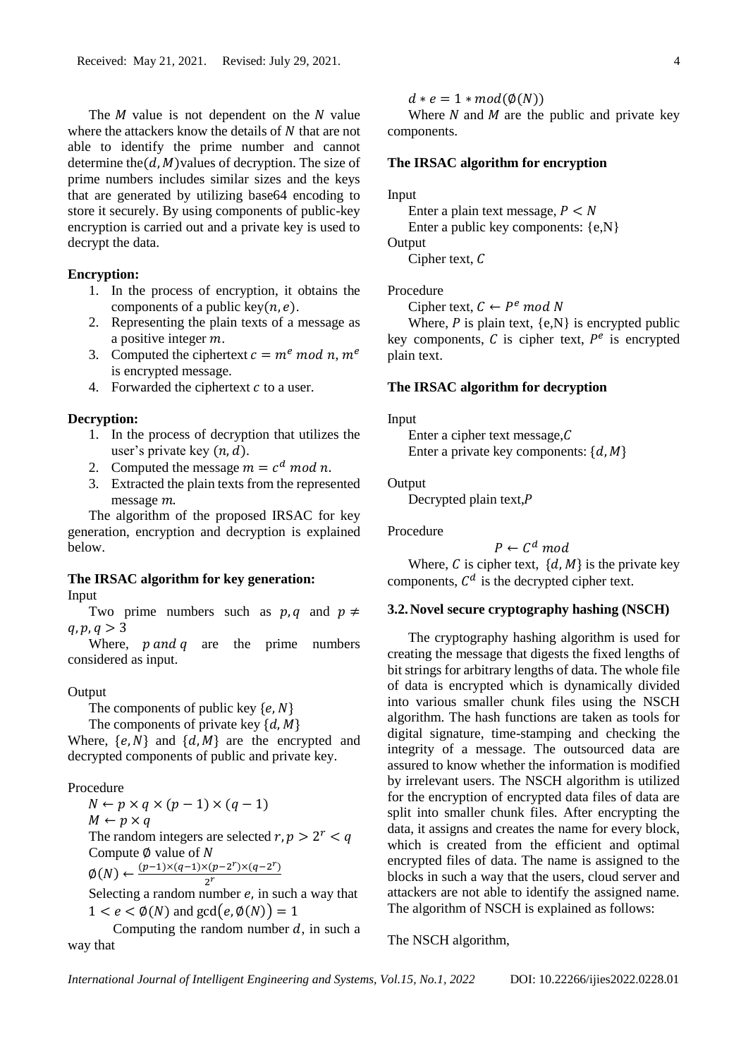The $M$ value is not dependent on the $N$ value where the attackers know the details of $N$ that are not able to identify the prime number and cannot determine the $(d, M)$ values of decryption. The size of prime numbers includes similar sizes and the keys that are generated by utilizing base64 encoding to store it securely. By using components of public-key encryption is carried out and a private key is used to decrypt the data.

**Encryption:**

1. In the process of encryption, it obtains the components of a public key $(n, e)$.
2. Representing the plain texts of a message as a positive integer $m$.
3. Computed the ciphertext $c = m^e \bmod n$, $m^e$ is encrypted message.
4. Forwarded the ciphertext $c$ to a user.

**Decryption:**

1. In the process of decryption that utilizes the user's private key $(n, d)$.
2. Computed the message $m = c^d \bmod n$.
3. Extracted the plain texts from the represented message $m$.

The algorithm of the proposed IRSAC for key generation, encryption and decryption is explained below.

**The IRSAC algorithm for key generation:**

Input

Two prime numbers such as $p, q$ and $p \neq q, p, q > 3$

Where, $p$ and $q$ are the prime numbers considered as input.

Output

The components of public key $\{e, N\}$

The components of private key $\{d, M\}$

Where, $\{e, N\}$ and $\{d, M\}$ are the encrypted and decrypted components of public and private key.

Procedure

$N \leftarrow p \times q \times (p-1) \times (q-1)$

$M \leftarrow p \times q$

The random integers are selected $r, p > 2^r < q$

Compute $\emptyset$ value of $N$

$\emptyset(N) \leftarrow \frac{(p-1)\times(q-1)\times(p-2^r)\times(q-2^r)}{2^r}$

Selecting a random number $e$, in such a way that $1 < e < \emptyset(N)$ and $\gcd(e, \emptyset(N)) = 1$

Computing the random number $d$, in such a way that

$d * e = 1 * mod(\emptyset(N))$

Where $N$ and $M$ are the public and private key components.

**The IRSAC algorithm for encryption**

Input

Enter a plain text message, $P < N$

Enter a public key components: {e,N}

Output

Cipher text, $C$

Procedure

Cipher text, $C \leftarrow P^e \bmod N$

Where, $P$ is plain text, {e,N} is encrypted public key components, $C$ is cipher text, $P^e$ is encrypted plain text.

**The IRSAC algorithm for decryption**

Input

Enter a cipher text message, $C$

Enter a private key components: $\{d, M\}$

Output

Decrypted plain text, $P$

Procedure

$$P \leftarrow C^d \bmod$$

Where, $C$ is cipher text, $\{d, M\}$ is the private key components, $C^d$ is the decrypted cipher text.

### 3.2. Novel secure cryptography hashing (NSCH)

The cryptography hashing algorithm is used for creating the message that digests the fixed lengths of bit strings for arbitrary lengths of data. The whole file of data is encrypted which is dynamically divided into various smaller chunk files using the NSCH algorithm. The hash functions are taken as tools for digital signature, time-stamping and checking the integrity of a message. The outsourced data are assured to know whether the information is modified by irrelevant users. The NSCH algorithm is utilized for the encryption of encrypted data files of data are split into smaller chunk files. After encrypting the data, it assigns and creates the name for every block, which is created from the efficient and optimal encrypted files of data. The name is assigned to the blocks in such a way that the users, cloud server and attackers are not able to identify the assigned name. The algorithm of NSCH is explained as follows:

The NSCH algorithm,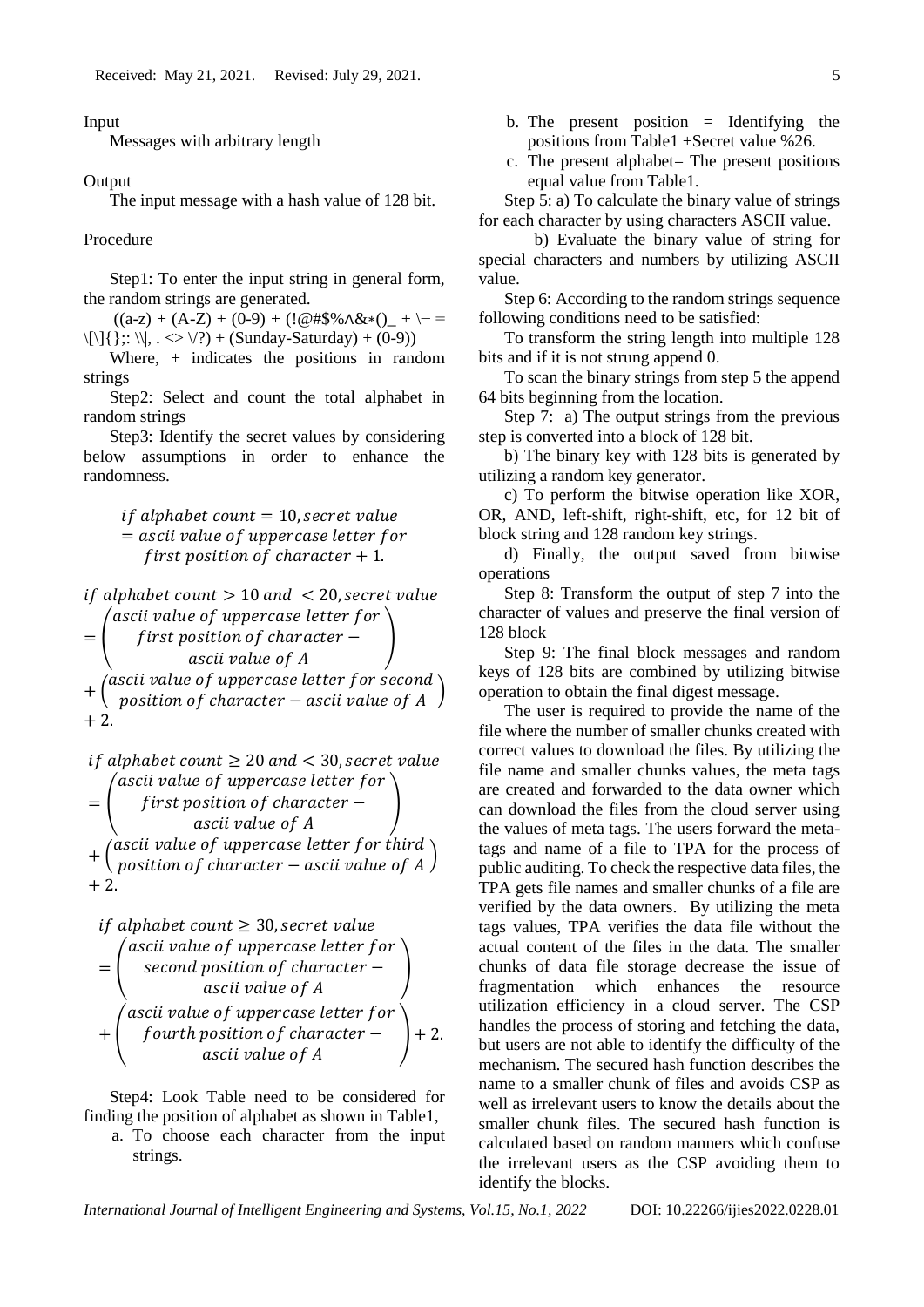Input

Messages with arbitrary length

Output

The input message with a hash value of 128 bit.

Procedure

Step1: To enter the input string in general form, the random strings are generated.

((a-z) + (A-Z) + (0-9) + (!@#$%∧&∗()_ + \− = \[\]{};: \\|, . <> \/?) + (Sunday-Saturday) + (0-9))

Where, + indicates the positions in random strings

Step2: Select and count the total alphabet in random strings

Step3: Identify the secret values by considering below assumptions in order to enhance the randomness.

$$\begin{aligned} &if\ alphabet\ count = 10, secret\ value \\ &= ascii\ value\ of\ uppercase\ letter\ for \\ &first\ position\ of\ character + 1. \end{aligned}$$

$$\begin{aligned} &if\ alphabet\ count > 10\ and\ < 20, secret\ value \\ &= \begin{pmatrix} ascii\ value\ of\ uppercase\ letter\ for \\ first\ position\ of\ character - \\ ascii\ value\ of\ A \end{pmatrix} \\ &+ \begin{pmatrix} ascii\ value\ of\ uppercase\ letter\ for\ second \\ position\ of\ character - ascii\ value\ of\ A \end{pmatrix} \\ &+ 2. \end{aligned}$$

$$\begin{aligned} &if\ alphabet\ count \geq 20\ and < 30, secret\ value \\ &= \begin{pmatrix} ascii\ value\ of\ uppercase\ letter\ for \\ first\ position\ of\ character - \\ ascii\ value\ of\ A \end{pmatrix} \\ &+ \begin{pmatrix} ascii\ value\ of\ uppercase\ letter\ for\ third \\ position\ of\ character - ascii\ value\ of\ A \end{pmatrix} \\ &+ 2. \end{aligned}$$

$$\begin{aligned} &if\ alphabet\ count \geq 30, secret\ value \\ &= \begin{pmatrix} ascii\ value\ of\ uppercase\ letter\ for \\ second\ position\ of\ character - \\ ascii\ value\ of\ A \end{pmatrix} \\ &+ \begin{pmatrix} ascii\ value\ of\ uppercase\ letter\ for \\ fourth\ position\ of\ character - \\ ascii\ value\ of\ A \end{pmatrix} + 2. \end{aligned}$$

Step4: Look Table need to be considered for finding the position of alphabet as shown in Table1,

a. To choose each character from the input strings.
b. The present position = Identifying the positions from Table1 +Secret value %26.
c. The present alphabet= The present positions equal value from Table1.

Step 5: a) To calculate the binary value of strings for each character by using characters ASCII value.

b) Evaluate the binary value of string for special characters and numbers by utilizing ASCII value.

Step 6: According to the random strings sequence following conditions need to be satisfied:

To transform the string length into multiple 128 bits and if it is not strung append 0.

To scan the binary strings from step 5 the append 64 bits beginning from the location.

Step 7: a) The output strings from the previous step is converted into a block of 128 bit.

b) The binary key with 128 bits is generated by utilizing a random key generator.

c) To perform the bitwise operation like XOR, OR, AND, left-shift, right-shift, etc, for 12 bit of block string and 128 random key strings.

d) Finally, the output saved from bitwise operations

Step 8: Transform the output of step 7 into the character of values and preserve the final version of 128 block

Step 9: The final block messages and random keys of 128 bits are combined by utilizing bitwise operation to obtain the final digest message.

The user is required to provide the name of the file where the number of smaller chunks created with correct values to download the files. By utilizing the file name and smaller chunks values, the meta tags are created and forwarded to the data owner which can download the files from the cloud server using the values of meta tags. The users forward the meta-tags and name of a file to TPA for the process of public auditing. To check the respective data files, the TPA gets file names and smaller chunks of a file are verified by the data owners. By utilizing the meta tags values, TPA verifies the data file without the actual content of the files in the data. The smaller chunks of data file storage decrease the issue of fragmentation which enhances the resource utilization efficiency in a cloud server. The CSP handles the process of storing and fetching the data, but users are not able to identify the difficulty of the mechanism. The secured hash function describes the name to a smaller chunk of files and avoids CSP as well as irrelevant users to know the details about the smaller chunk files. The secured hash function is calculated based on random manners which confuse the irrelevant users as the CSP avoiding them to identify the blocks.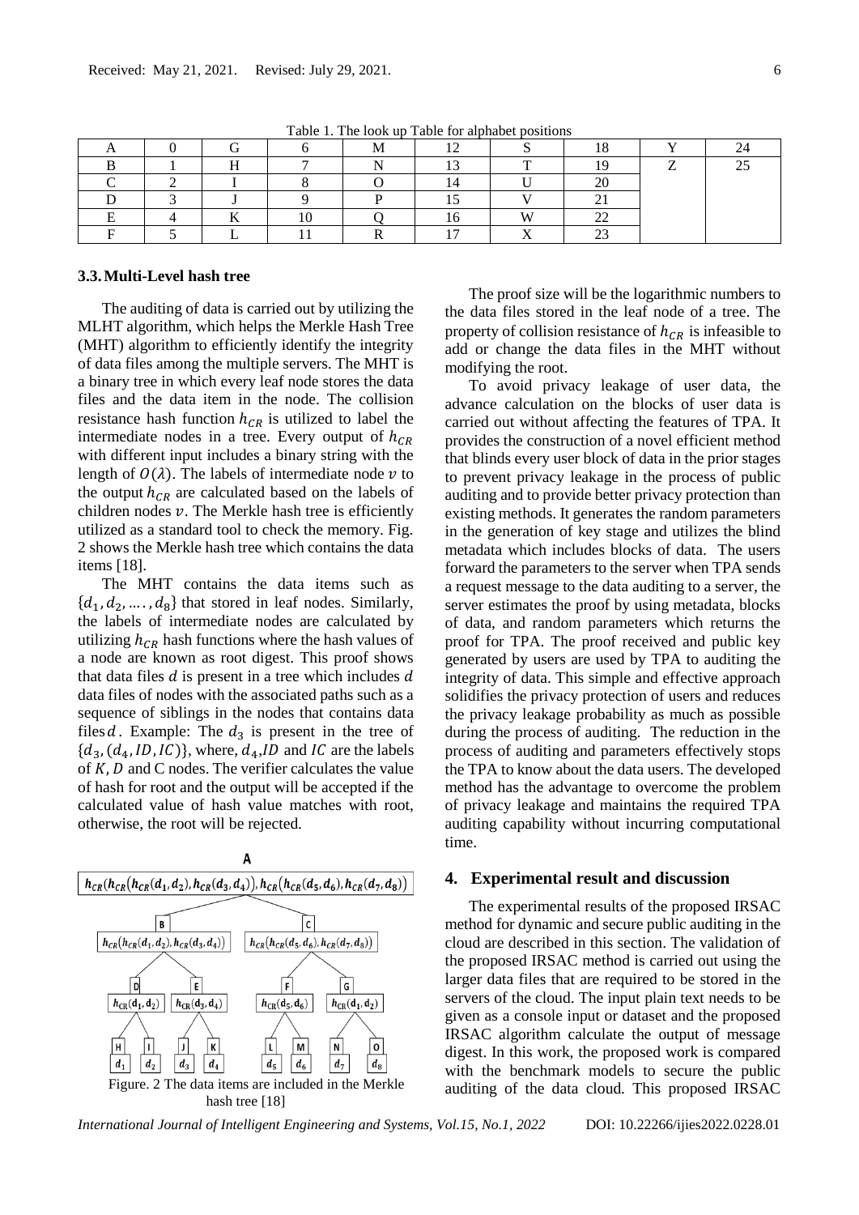Table 1. The look up Table for alphabet positions

| A | 0 | G | 6 | M | 12 | S | 18 | Y | 24 |
|---|---|---|---|---|---|---|---|---|---|
| B | 1 | H | 7 | N | 13 | T | 19 | Z | 25 |
| C | 2 | I | 8 | O | 14 | U | 20 | | |
| D | 3 | J | 9 | P | 15 | V | 21 | | |
| E | 4 | K | 10 | Q | 16 | W | 22 | | |
| F | 5 | L | 11 | R | 17 | X | 23 | | |

### 3.3. Multi-Level hash tree

The auditing of data is carried out by utilizing the MLHT algorithm, which helps the Merkle Hash Tree (MHT) algorithm to efficiently identify the integrity of data files among the multiple servers. The MHT is a binary tree in which every leaf node stores the data files and the data item in the node. The collision resistance hash function $h_{CR}$ is utilized to label the intermediate nodes in a tree. Every output of $h_{CR}$ with different input includes a binary string with the length of $O(\lambda)$. The labels of intermediate node $v$ to the output $h_{CR}$ are calculated based on the labels of children nodes $v$. The Merkle hash tree is efficiently utilized as a standard tool to check the memory. Fig. 2 shows the Merkle hash tree which contains the data items [18].

The MHT contains the data items such as $\{d_1, d_2, \ldots, d_8\}$ that stored in leaf nodes. Similarly, the labels of intermediate nodes are calculated by utilizing $h_{CR}$ hash functions where the hash values of a node are known as root digest. This proof shows that data files $d$ is present in a tree which includes $d$ data files of nodes with the associated paths such as a sequence of siblings in the nodes that contains data files $d$. Example: The $d_3$ is present in the tree of $\{d_3, (d_4, ID, IC)\}$, where, $d_4$, $ID$ and $IC$ are the labels of $K$, $D$ and C nodes. The verifier calculates the value of hash for root and the output will be accepted if the calculated value of hash value matches with root, otherwise, the root will be rejected.

A: $h_{CR}(h_{CR}(h_{CR}(d_1,d_2),h_{CR}(d_3,d_4)),h_{CR}(h_{CR}(d_5,d_6),h_{CR}(d_7,d_8)))$

B: $h_{CR}(h_{CR}(d_1,d_2),h_{CR}(d_3,d_4))$ C: $h_{CR}(h_{CR}(d_5,d_6),h_{CR}(d_7,d_8))$

D: $h_{CR}(d_1,d_2)$ E: $h_{CR}(d_3,d_4)$ F: $h_{CR}(d_5,d_6)$ G: $h_{CR}(d_1,d_2)$

H: $d_1$ I: $d_2$ J: $d_3$ K: $d_4$ L: $d_5$ M: $d_6$ N: $d_7$ O: $d_8$

Figure. 2 The data items are included in the Merkle hash tree [18]

The proof size will be the logarithmic numbers to the data files stored in the leaf node of a tree. The property of collision resistance of $h_{CR}$ is infeasible to add or change the data files in the MHT without modifying the root.

To avoid privacy leakage of user data, the advance calculation on the blocks of user data is carried out without affecting the features of TPA. It provides the construction of a novel efficient method that blinds every user block of data in the prior stages to prevent privacy leakage in the process of public auditing and to provide better privacy protection than existing methods. It generates the random parameters in the generation of key stage and utilizes the blind metadata which includes blocks of data. The users forward the parameters to the server when TPA sends a request message to the data auditing to a server, the server estimates the proof by using metadata, blocks of data, and random parameters which returns the proof for TPA. The proof received and public key generated by users are used by TPA to auditing the integrity of data. This simple and effective approach solidifies the privacy protection of users and reduces the privacy leakage probability as much as possible during the process of auditing. The reduction in the process of auditing and parameters effectively stops the TPA to know about the data users. The developed method has the advantage to overcome the problem of privacy leakage and maintains the required TPA auditing capability without incurring computational time.

## 4. Experimental result and discussion

The experimental results of the proposed IRSAC method for dynamic and secure public auditing in the cloud are described in this section. The validation of the proposed IRSAC method is carried out using the larger data files that are required to be stored in the servers of the cloud. The input plain text needs to be given as a console input or dataset and the proposed IRSAC algorithm calculate the output of message digest. In this work, the proposed work is compared with the benchmark models to secure the public auditing of the data cloud. This proposed IRSAC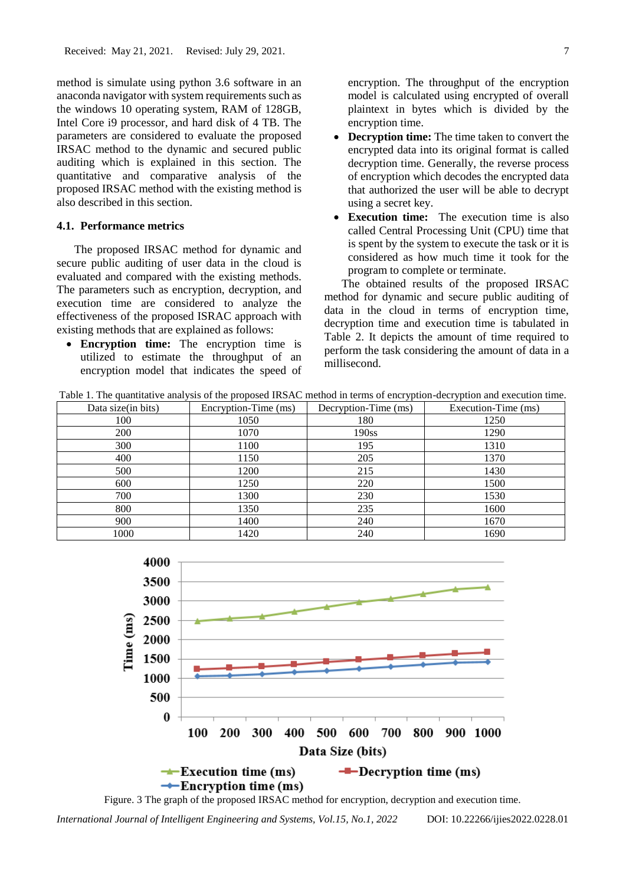method is simulate using python 3.6 software in an anaconda navigator with system requirements such as the windows 10 operating system, RAM of 128GB, Intel Core i9 processor, and hard disk of 4 TB. The parameters are considered to evaluate the proposed IRSAC method to the dynamic and secured public auditing which is explained in this section. The quantitative and comparative analysis of the proposed IRSAC method with the existing method is also described in this section.

### 4.1. Performance metrics

The proposed IRSAC method for dynamic and secure public auditing of user data in the cloud is evaluated and compared with the existing methods. The parameters such as encryption, decryption, and execution time are considered to analyze the effectiveness of the proposed ISRAC approach with existing methods that are explained as follows:

- **Encryption time:** The encryption time is utilized to estimate the throughput of an encryption model that indicates the speed of encryption. The throughput of the encryption model is calculated using encrypted of overall plaintext in bytes which is divided by the encryption time.
- **Decryption time:** The time taken to convert the encrypted data into its original format is called decryption time. Generally, the reverse process of encryption which decodes the encrypted data that authorized the user will be able to decrypt using a secret key.
- **Execution time:** The execution time is also called Central Processing Unit (CPU) time that is spent by the system to execute the task or it is considered as how much time it took for the program to complete or terminate.

The obtained results of the proposed IRSAC method for dynamic and secure public auditing of data in the cloud in terms of encryption time, decryption time and execution time is tabulated in Table 2. It depicts the amount of time required to perform the task considering the amount of data in a millisecond.

Table 1. The quantitative analysis of the proposed IRSAC method in terms of encryption-decryption and execution time.

| Data size(in bits) | Encryption-Time (ms) | Decryption-Time (ms) | Execution-Time (ms) |
|---|---|---|---|
| 100 | 1050 | 180 | 1250 |
| 200 | 1070 | 190ss | 1290 |
| 300 | 1100 | 195 | 1310 |
| 400 | 1150 | 205 | 1370 |
| 500 | 1200 | 215 | 1430 |
| 600 | 1250 | 220 | 1500 |
| 700 | 1300 | 230 | 1530 |
| 800 | 1350 | 235 | 1600 |
| 900 | 1400 | 240 | 1670 |
| 1000 | 1420 | 240 | 1690 |

Figure. 3 The graph of the proposed IRSAC method for encryption, decryption and execution time.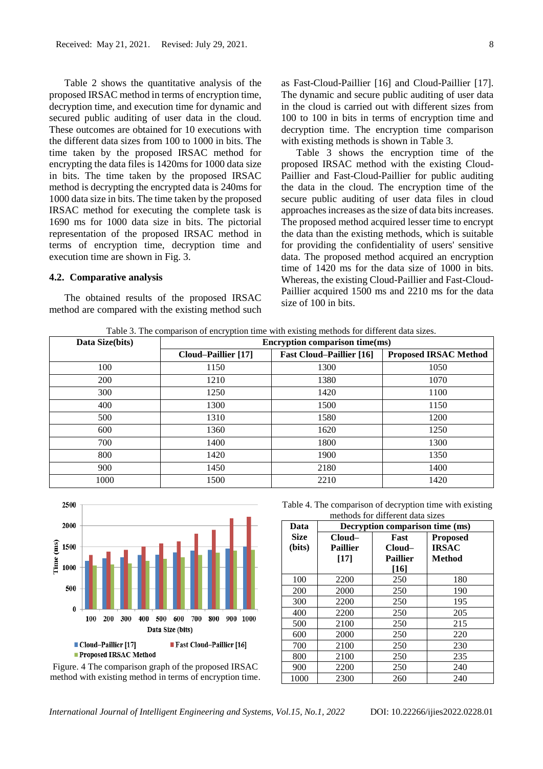Table 2 shows the quantitative analysis of the proposed IRSAC method in terms of encryption time, decryption time, and execution time for dynamic and secured public auditing of user data in the cloud. These outcomes are obtained for 10 executions with the different data sizes from 100 to 1000 in bits. The time taken by the proposed IRSAC method for encrypting the data files is 1420ms for 1000 data size in bits. The time taken by the proposed IRSAC method is decrypting the encrypted data is 240ms for 1000 data size in bits. The time taken by the proposed IRSAC method for executing the complete task is 1690 ms for 1000 data size in bits. The pictorial representation of the proposed IRSAC method in terms of encryption time, decryption time and execution time are shown in Fig. 3.

### 4.2. Comparative analysis

The obtained results of the proposed IRSAC method are compared with the existing method such as Fast-Cloud-Paillier [16] and Cloud-Paillier [17]. The dynamic and secure public auditing of user data in the cloud is carried out with different sizes from 100 to 100 in bits in terms of encryption time and decryption time. The encryption time comparison with existing methods is shown in Table 3.

Table 3 shows the encryption time of the proposed IRSAC method with the existing Cloud-Paillier and Fast-Cloud-Paillier for public auditing the data in the cloud. The encryption time of the secure public auditing of user data files in cloud approaches increases as the size of data bits increases. The proposed method acquired lesser time to encrypt the data than the existing methods, which is suitable for providing the confidentiality of users' sensitive data. The proposed method acquired an encryption time of 1420 ms for the data size of 1000 in bits. Whereas, the existing Cloud-Paillier and Fast-Cloud-Paillier acquired 1500 ms and 2210 ms for the data size of 100 in bits.

Table 3. The comparison of encryption time with existing methods for different data sizes.

| Data Size(bits) | Encryption comparison time(ms) | | |
|---|---|---|---|
| | Cloud–Paillier [17] | Fast Cloud–Paillier [16] | Proposed IRSAC Method |
| 100 | 1150 | 1300 | 1050 |
| 200 | 1210 | 1380 | 1070 |
| 300 | 1250 | 1420 | 1100 |
| 400 | 1300 | 1500 | 1150 |
| 500 | 1310 | 1580 | 1200 |
| 600 | 1360 | 1620 | 1250 |
| 700 | 1400 | 1800 | 1300 |
| 800 | 1420 | 1900 | 1350 |
| 900 | 1450 | 2180 | 1400 |
| 1000 | 1500 | 2210 | 1420 |

Figure. 4 The comparison graph of the proposed IRSAC method with existing method in terms of encryption time.

Table 4. The comparison of decryption time with existing methods for different data sizes

| Data Size (bits) | Decryption comparison time (ms) | | |
|---|---|---|---|
| | Cloud–Paillier [17] | Fast Cloud–Paillier [16] | Proposed IRSAC Method |
| 100 | 2200 | 250 | 180 |
| 200 | 2000 | 250 | 190 |
| 300 | 2200 | 250 | 195 |
| 400 | 2200 | 250 | 205 |
| 500 | 2100 | 250 | 215 |
| 600 | 2000 | 250 | 220 |
| 700 | 2100 | 250 | 230 |
| 800 | 2100 | 250 | 235 |
| 900 | 2200 | 250 | 240 |
| 1000 | 2300 | 260 | 240 |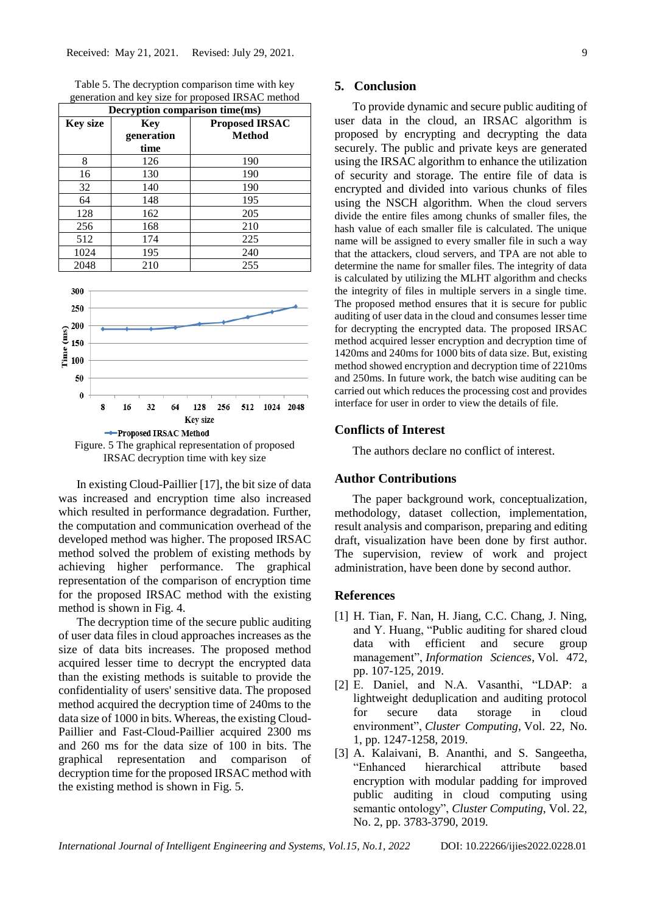Table 5. The decryption comparison time with key generation and key size for proposed IRSAC method

| Decryption comparison time(ms) | | |
|---|---|---|
| **Key size** | **Key generation time** | **Proposed IRSAC Method** |
| 8 | 126 | 190 |
| 16 | 130 | 190 |
| 32 | 140 | 190 |
| 64 | 148 | 195 |
| 128 | 162 | 205 |
| 256 | 168 | 210 |
| 512 | 174 | 225 |
| 1024 | 195 | 240 |
| 2048 | 210 | 255 |

Figure. 5 The graphical representation of proposed IRSAC decryption time with key size

In existing Cloud-Paillier [17], the bit size of data was increased and encryption time also increased which resulted in performance degradation. Further, the computation and communication overhead of the developed method was higher. The proposed IRSAC method solved the problem of existing methods by achieving higher performance. The graphical representation of the comparison of encryption time for the proposed IRSAC method with the existing method is shown in Fig. 4.

The decryption time of the secure public auditing of user data files in cloud approaches increases as the size of data bits increases. The proposed method acquired lesser time to decrypt the encrypted data than the existing methods is suitable to provide the confidentiality of users' sensitive data. The proposed method acquired the decryption time of 240ms to the data size of 1000 in bits. Whereas, the existing Cloud-Paillier and Fast-Cloud-Paillier acquired 2300 ms and 260 ms for the data size of 100 in bits. The graphical representation and comparison of decryption time for the proposed IRSAC method with the existing method is shown in Fig. 5.

## 5. Conclusion

To provide dynamic and secure public auditing of user data in the cloud, an IRSAC algorithm is proposed by encrypting and decrypting the data securely. The public and private keys are generated using the IRSAC algorithm to enhance the utilization of security and storage. The entire file of data is encrypted and divided into various chunks of files using the NSCH algorithm. When the cloud servers divide the entire files among chunks of smaller files, the hash value of each smaller file is calculated. The unique name will be assigned to every smaller file in such a way that the attackers, cloud servers, and TPA are not able to determine the name for smaller files. The integrity of data is calculated by utilizing the MLHT algorithm and checks the integrity of files in multiple servers in a single time. The proposed method ensures that it is secure for public auditing of user data in the cloud and consumes lesser time for decrypting the encrypted data. The proposed IRSAC method acquired lesser encryption and decryption time of 1420ms and 240ms for 1000 bits of data size. But, existing method showed encryption and decryption time of 2210ms and 250ms. In future work, the batch wise auditing can be carried out which reduces the processing cost and provides interface for user in order to view the details of file.

## Conflicts of Interest

The authors declare no conflict of interest.

## Author Contributions

The paper background work, conceptualization, methodology, dataset collection, implementation, result analysis and comparison, preparing and editing draft, visualization have been done by first author. The supervision, review of work and project administration, have been done by second author.

## References

[1] H. Tian, F. Nan, H. Jiang, C.C. Chang, J. Ning, and Y. Huang, "Public auditing for shared cloud data with efficient and secure group management", *Information Sciences*, Vol. 472, pp. 107-125, 2019.

[2] E. Daniel, and N.A. Vasanthi, "LDAP: a lightweight deduplication and auditing protocol for secure data storage in cloud environment", *Cluster Computing*, Vol. 22, No. 1, pp. 1247-1258, 2019.

[3] A. Kalaivani, B. Ananthi, and S. Sangeetha, "Enhanced hierarchical attribute based encryption with modular padding for improved public auditing in cloud computing using semantic ontology", *Cluster Computing*, Vol. 22, No. 2, pp. 3783-3790, 2019.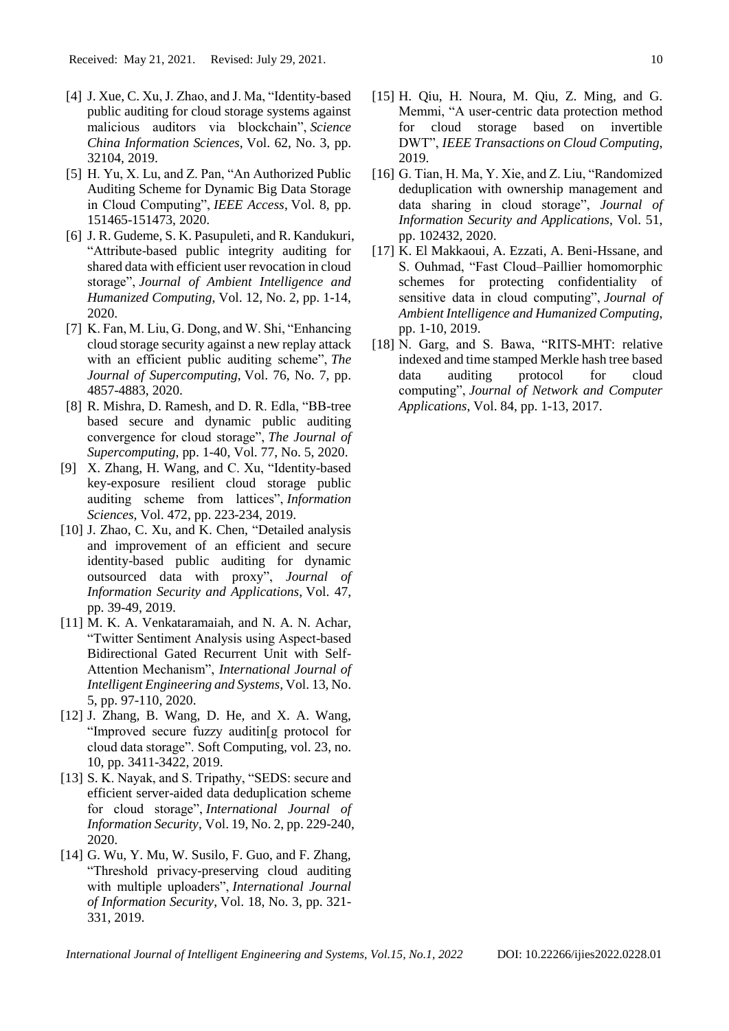[4] J. Xue, C. Xu, J. Zhao, and J. Ma, "Identity-based public auditing for cloud storage systems against malicious auditors via blockchain", *Science China Information Sciences*, Vol. 62, No. 3, pp. 32104, 2019.

[5] H. Yu, X. Lu, and Z. Pan, "An Authorized Public Auditing Scheme for Dynamic Big Data Storage in Cloud Computing", *IEEE Access*, Vol. 8, pp. 151465-151473, 2020.

[6] J. R. Gudeme, S. K. Pasupuleti, and R. Kandukuri, "Attribute-based public integrity auditing for shared data with efficient user revocation in cloud storage", *Journal of Ambient Intelligence and Humanized Computing*, Vol. 12, No. 2, pp. 1-14, 2020.

[7] K. Fan, M. Liu, G. Dong, and W. Shi, "Enhancing cloud storage security against a new replay attack with an efficient public auditing scheme", *The Journal of Supercomputing*, Vol. 76, No. 7, pp. 4857-4883, 2020.

[8] R. Mishra, D. Ramesh, and D. R. Edla, "BB-tree based secure and dynamic public auditing convergence for cloud storage", *The Journal of Supercomputing*, pp. 1-40, Vol. 77, No. 5, 2020.

[9] X. Zhang, H. Wang, and C. Xu, "Identity-based key-exposure resilient cloud storage public auditing scheme from lattices", *Information Sciences*, Vol. 472, pp. 223-234, 2019.

[10] J. Zhao, C. Xu, and K. Chen, "Detailed analysis and improvement of an efficient and secure identity-based public auditing for dynamic outsourced data with proxy", *Journal of Information Security and Applications*, Vol. 47, pp. 39-49, 2019.

[11] M. K. A. Venkataramaiah, and N. A. N. Achar, "Twitter Sentiment Analysis using Aspect-based Bidirectional Gated Recurrent Unit with Self-Attention Mechanism", *International Journal of Intelligent Engineering and Systems*, Vol. 13, No. 5, pp. 97-110, 2020.

[12] J. Zhang, B. Wang, D. He, and X. A. Wang, "Improved secure fuzzy auditin[g protocol for cloud data storage". Soft Computing, vol. 23, no. 10, pp. 3411-3422, 2019.

[13] S. K. Nayak, and S. Tripathy, "SEDS: secure and efficient server-aided data deduplication scheme for cloud storage", *International Journal of Information Security*, Vol. 19, No. 2, pp. 229-240, 2020.

[14] G. Wu, Y. Mu, W. Susilo, F. Guo, and F. Zhang, "Threshold privacy-preserving cloud auditing with multiple uploaders", *International Journal of Information Security*, Vol. 18, No. 3, pp. 321-331, 2019.

[15] H. Qiu, H. Noura, M. Qiu, Z. Ming, and G. Memmi, "A user-centric data protection method for cloud storage based on invertible DWT", *IEEE Transactions on Cloud Computing*, 2019.

[16] G. Tian, H. Ma, Y. Xie, and Z. Liu, "Randomized deduplication with ownership management and data sharing in cloud storage", *Journal of Information Security and Applications*, Vol. 51, pp. 102432, 2020.

[17] K. El Makkaoui, A. Ezzati, A. Beni-Hssane, and S. Ouhmad, "Fast Cloud–Paillier homomorphic schemes for protecting confidentiality of sensitive data in cloud computing", *Journal of Ambient Intelligence and Humanized Computing*, pp. 1-10, 2019.

[18] N. Garg, and S. Bawa, "RITS-MHT: relative indexed and time stamped Merkle hash tree based data auditing protocol for cloud computing", *Journal of Network and Computer Applications*, Vol. 84, pp. 1-13, 2017.